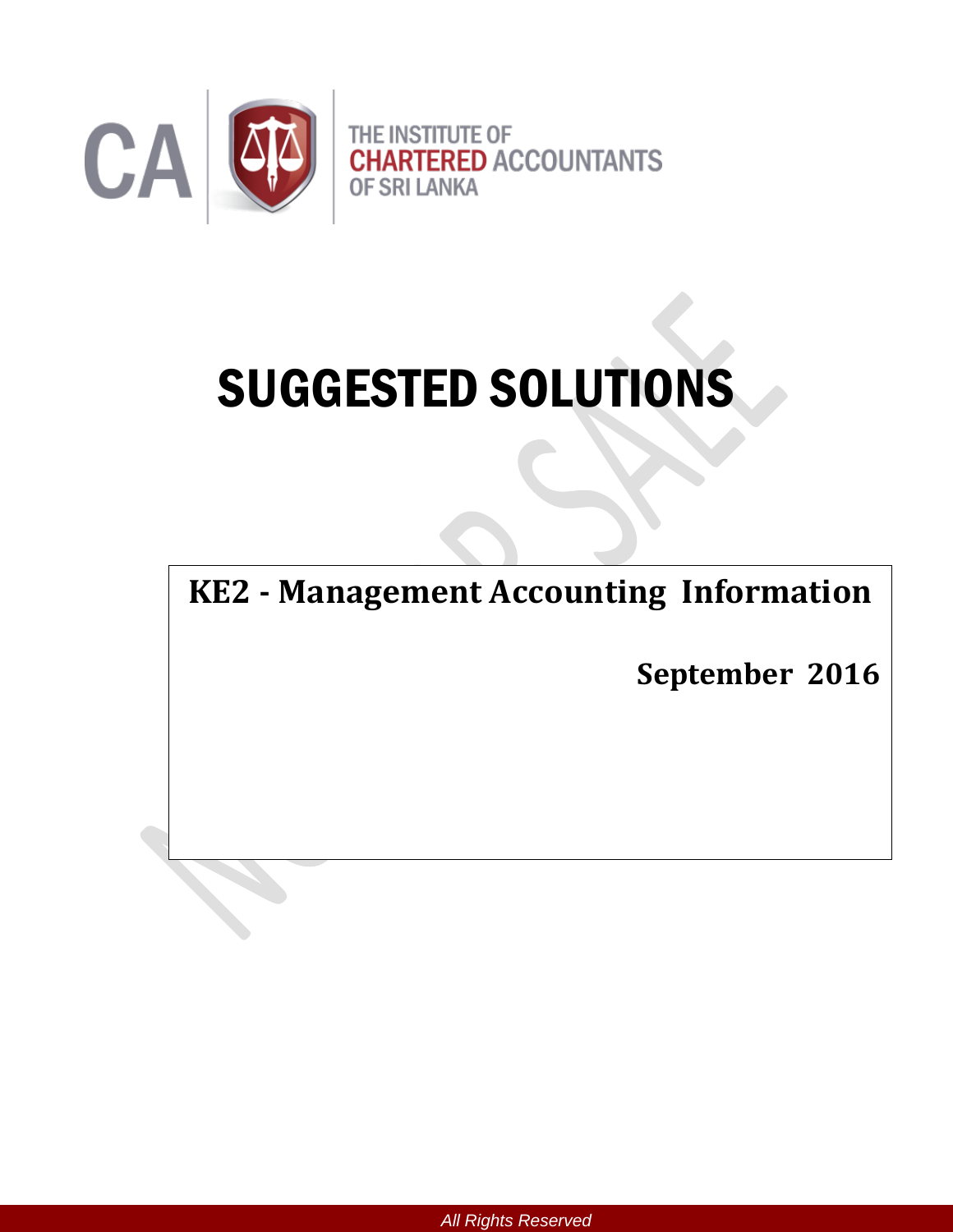THE INSTITUTE OF CHARTERED ACCOUNTANTS OF SRI LANKA

# SUGGESTED SOLUTIONS

## KE2 - Management Accounting Information

**September 2016**

*All Rights Reserved*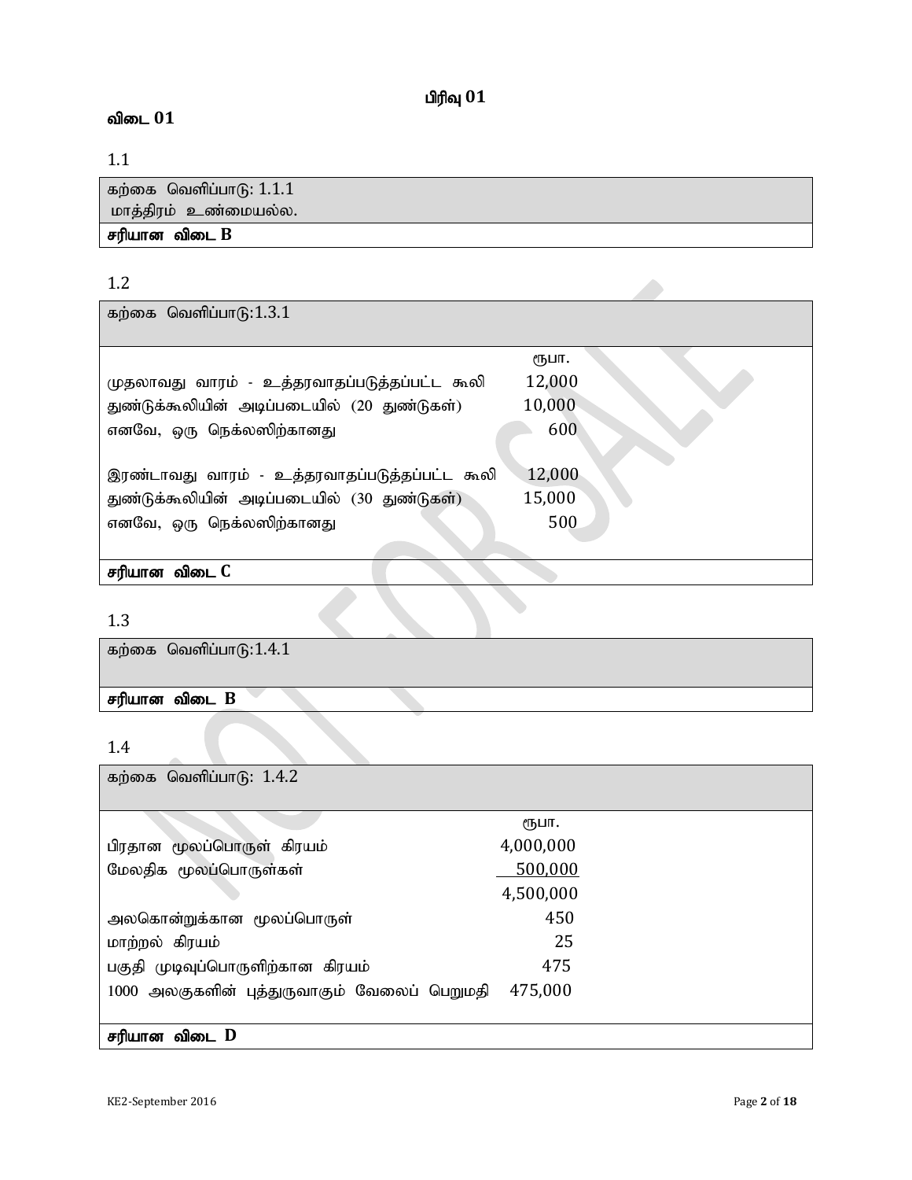## பிரிவு 01

### விடை 01

1.1

| கற்கை வெளிப்பாடு: 1.1.1<br>மாத்திரம் உண்மையல்ல. |
|---|
| **சரியான விடை B** |

1.2

| கற்கை வெளிப்பாடு:1.3.1 | |
|---|---|
| | ரூபா. |
| முதலாவது வாரம் - உத்தரவாதப்படுத்தப்பட்ட கூலி | 12,000 |
| துண்டுக்கூலியின் அடிப்படையில் (20 துண்டுகள்) | 10,000 |
| எனவே, ஒரு நெக்லஸிற்கானது | 600 |
| | |
| இரண்டாவது வாரம் - உத்தரவாதப்படுத்தப்பட்ட கூலி | 12,000 |
| துண்டுக்கூலியின் அடிப்படையில் (30 துண்டுகள்) | 15,000 |
| எனவே, ஒரு நெக்லஸிற்கானது | 500 |
| **சரியான விடை C** | |

1.3

| கற்கை வெளிப்பாடு:1.4.1 |
|---|
| **சரியான விடை B** |

1.4

| கற்கை வெளிப்பாடு: 1.4.2 | |
|---|---|
| | ரூபா. |
| பிரதான மூலப்பொருள் கிரயம் | 4,000,000 |
| மேலதிக மூலப்பொருள்கள் | 500,000 |
| | 4,500,000 |
| அலகொன்றுக்கான மூலப்பொருள் | 450 |
| மாற்றல் கிரயம் | 25 |
| பகுதி முடிவுப்பொருளிற்கான கிரயம் | 475 |
| 1000 அலகுகளின் புத்துருவாகும் வேலைப் பெறுமதி | 475,000 |
| **சரியான விடை D** | |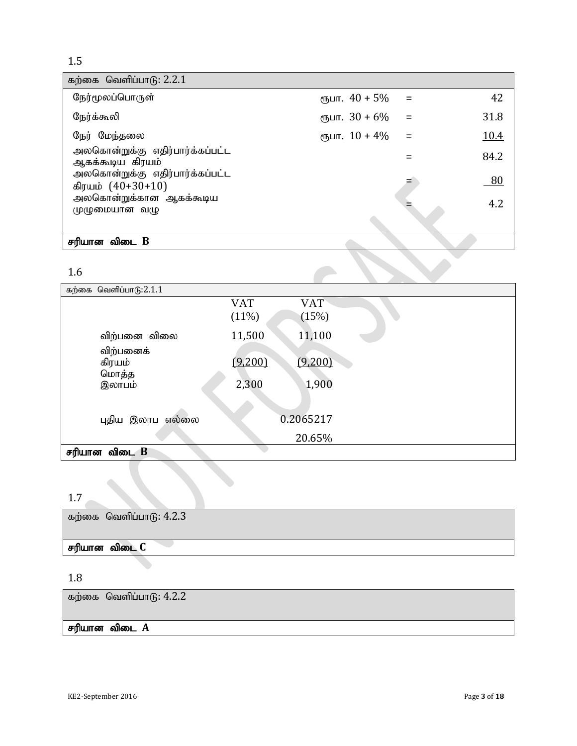1.5

| கற்கை வெளிப்பாடு: 2.2.1 | | | |
|---|---|---|---|
| நேர்மூலப்பொருள் | ரூபா. 40 + 5% | = | 42 |
| நேர்க்கூலி | ரூபா. 30 + 6% | = | 31.8 |
| நேர் மேந்தலை | ரூபா. 10 + 4% | = | 10.4 |
| அலகொன்றுக்கு எதிர்பார்க்கப்பட்ட ஆகக்கூடிய கிரயம் | | = | 84.2 |
| அலகொன்றுக்கு எதிர்பார்க்கப்பட்ட கிரயம் (40+30+10) | | = | 80 |
| அலகொன்றுக்கான ஆகக்கூடிய முழுமையான வழு | | = | 4.2 |
| **சரியான விடை B** | | | |

1.6

| கற்கை வெளிப்பாடு:2.1.1 | | |
|---|---|---|
| | VAT (11%) | VAT (15%) |
| விற்பனை விலை | 11,500 | 11,100 |
| விற்பனைக் கிரயம் | (9,200) | (9,200) |
| மொத்த இலாபம் | 2,300 | 1,900 |
| புதிய இலாப எல்லை | | 0.2065217 |
| | | 20.65% |
| **சரியான விடை B** | | |

1.7

| கற்கை வெளிப்பாடு: 4.2.3 |
|---|
| **சரியான விடை C** |

1.8

| கற்கை வெளிப்பாடு: 4.2.2 |
|---|
| **சரியான விடை A** |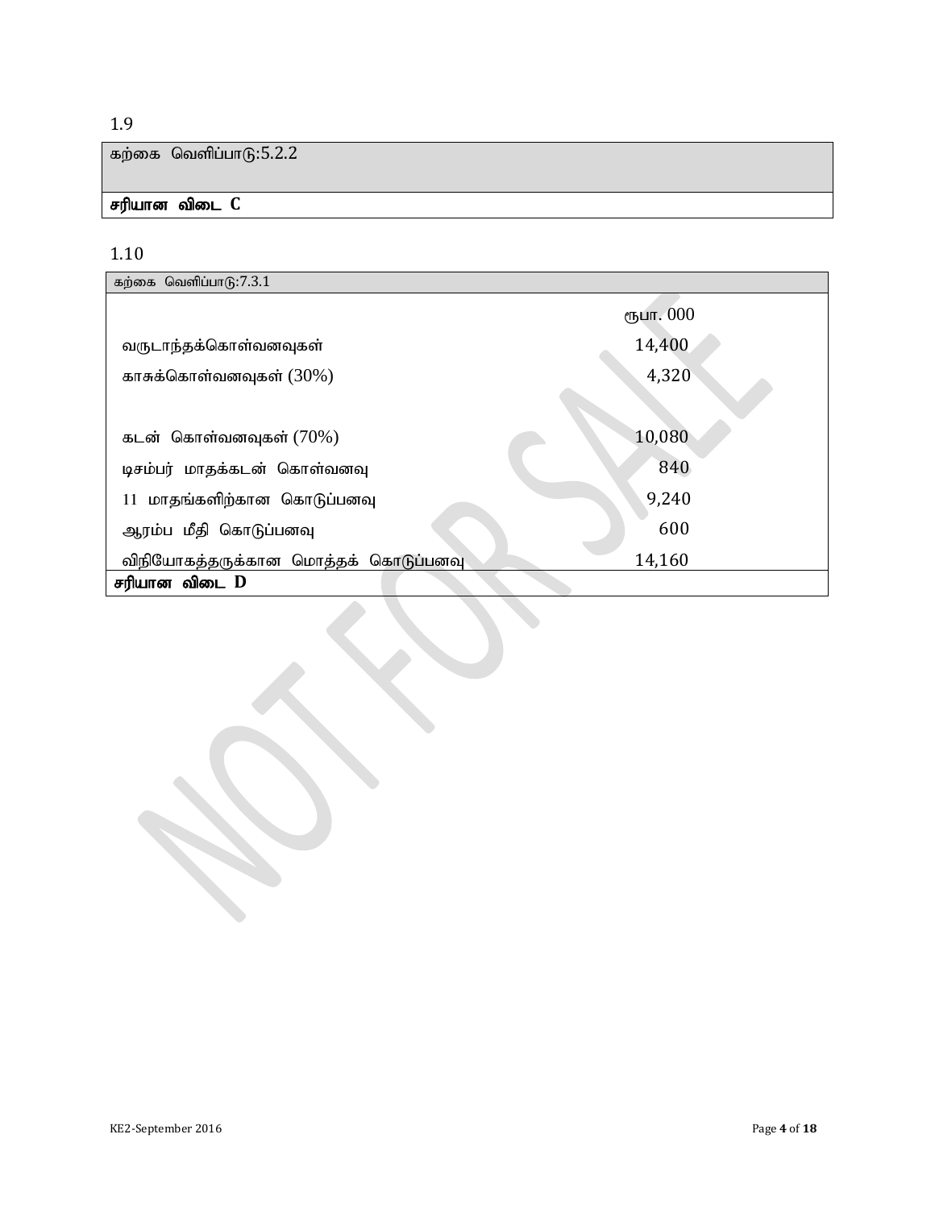1.9

| கற்கை வெளிப்பாடு:5.2.2 |
|---|
| **சரியான விடை C** |

1.10

| கற்கை வெளிப்பாடு:7.3.1 | |
|---|---|
| | ரூபா. 000 |
| வருடாந்தக்கொள்வனவுகள் | 14,400 |
| காசுக்கொள்வனவுகள் (30%) | 4,320 |
| | |
| கடன் கொள்வனவுகள் (70%) | 10,080 |
| டிசம்பர் மாதக்கடன் கொள்வனவு | 840 |
| 11 மாதங்களிற்கான கொடுப்பனவு | 9,240 |
| ஆரம்ப மீதி கொடுப்பனவு | 600 |
| விநியோகத்தருக்கான மொத்தக் கொடுப்பனவு | 14,160 |
| **சரியான விடை D** | |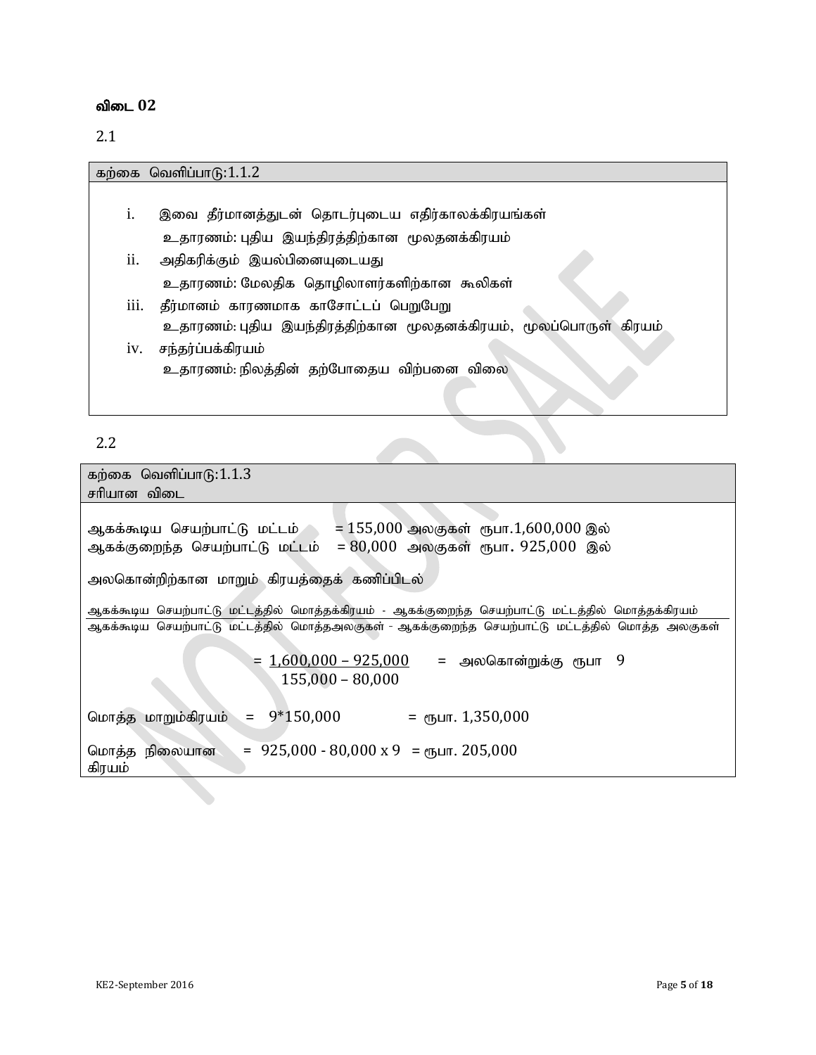**விடை 02**

2.1

| கற்கை வெளிப்பாடு:1.1.2 |
|---|
| i. இவை தீர்மானத்துடன் தொடர்புடைய எதிர்காலக்கிரயங்கள்<br>உதாரணம்: புதிய இயந்திரத்திற்கான மூலதனக்கிரயம்<br>ii. அதிகரிக்கும் இயல்பினையுடையது<br>உதாரணம்: மேலதிக தொழிலாளர்களிற்கான கூலிகள்<br>iii. தீர்மானம் காரணமாக காசோட்டப் பெறுபேறு<br>உதாரணம்: புதிய இயந்திரத்திற்கான மூலதனக்கிரயம், மூலப்பொருள் கிரயம்<br>iv. சந்தர்ப்பக்கிரயம்<br>உதாரணம்: நிலத்தின் தற்போதைய விற்பனை விலை |

2.2

| கற்கை வெளிப்பாடு:1.1.3<br>சரியான விடை |
|---|
| ஆகக்கூடிய செயற்பாட்டு மட்டம் = 155,000 அலகுகள் ரூபா.1,600,000 இல்<br>ஆகக்குறைந்த செயற்பாட்டு மட்டம் = 80,000 அலகுகள் ரூபா. 925,000 இல்<br><br>அலகொன்றிற்கான மாறும் கிரயத்தைக் கணிப்பிடல்<br><br>ஆகக்கூடிய செயற்பாட்டு மட்டத்தில் மொத்தக்கிரயம் - ஆகக்குறைந்த செயற்பாட்டு மட்டத்தில் மொத்தக்கிரயம்<br>ஆகக்கூடிய செயற்பாட்டு மட்டத்தில் மொத்தஅலகுகள் - ஆகக்குறைந்த செயற்பாட்டு மட்டத்தில் மொத்த அலகுகள்<br><br>$= \frac{1,600,000 - 925,000}{155,000 - 80,000}$ = அலகொன்றுக்கு ரூபா 9<br><br>மொத்த மாறும்கிரயம் = 9*150,000 = ரூபா. 1,350,000<br><br>மொத்த நிலையான கிரயம் = 925,000 - 80,000 x 9 = ரூபா. 205,000 |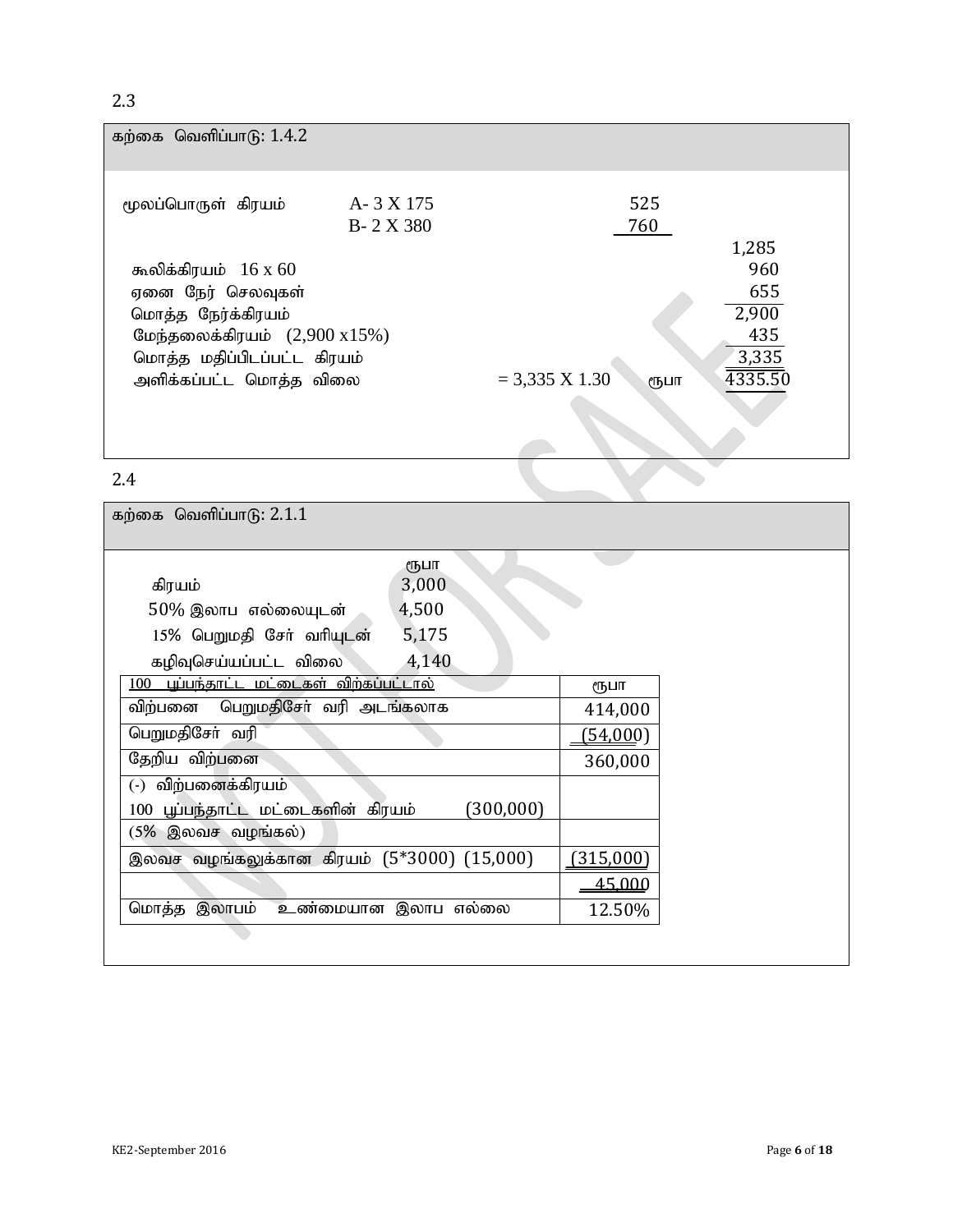2.3

**கற்கை வெளிப்பாடு: 1.4.2**

| | | | |
|---|---|---|---|
| மூலப்பொருள் கிரயம் | A- 3 X 175 | 525 | |
| | B- 2 X 380 | 760 | |
| | | | 1,285 |
| கூலிக்கிரயம் 16 x 60 | | | 960 |
| ஏனை நேர் செலவுகள் | | | 655 |
| மொத்த நேர்க்கிரயம் | | | 2,900 |
| மேந்தலைக்கிரயம் (2,900 x15%) | | | 435 |
| மொத்த மதிப்பிடப்பட்ட கிரயம் | | | 3,335 |
| அளிக்கப்பட்ட மொத்த விலை | = 3,335 X 1.30 | ரூபா | 4335.50 |

2.4

**கற்கை வெளிப்பாடு: 2.1.1**

| | ரூபா |
|---|---|
| கிரயம் | 3,000 |
| 50% இலாப எல்லையுடன் | 4,500 |
| 15% பெறுமதி சேர் வரியுடன் | 5,175 |
| கழிவுசெய்யப்பட்ட விலை | 4,140 |

| 100 பூப்பந்தாட்ட மட்டைகள் விற்கப்பட்டால் | | ரூபா |
|---|---|---|
| விற்பனை பெறுமதிசேர் வரி அடங்கலாக | | 414,000 |
| பெறுமதிசேர் வரி | | (54,000) |
| தேறிய விற்பனை | | 360,000 |
| (-) வீற்பனைக்கிரயம் | | |
| 100 பூப்பந்தாட்ட மட்டைகளின் கிரயம் | (300,000) | |
| (5% இலவச வழங்கல்) | | |
| இலவச வழங்கலுக்கான கிரயம் (5*3000) | (15,000) | (315,000) |
| | | 45,000 |
| மொத்த இலாபம் உண்மையான இலாப எல்லை | | 12.50% |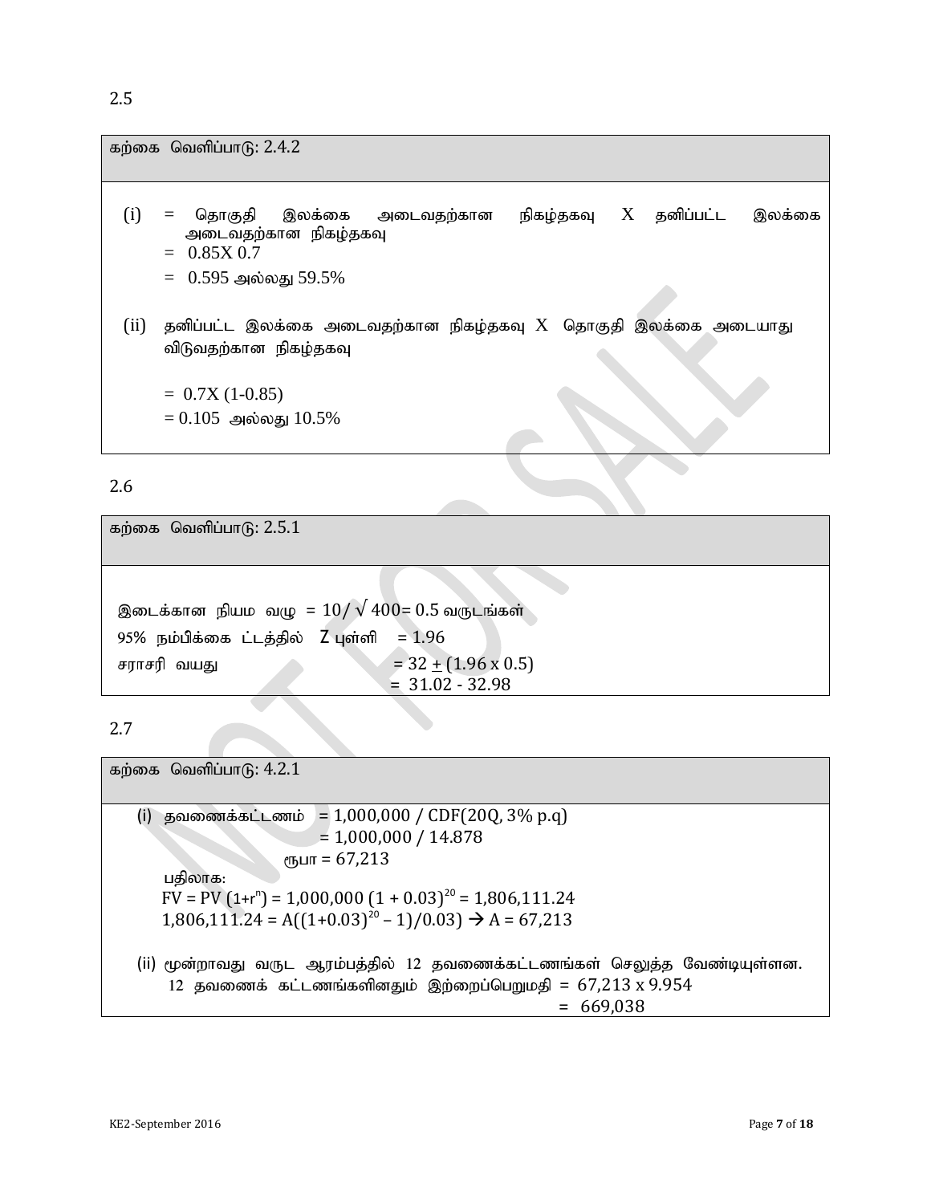2.5

| கற்கை வெளிப்பாடு: 2.4.2 |
|---|
| (i) = தொகுதி இலக்கை அடைவதற்கான நிகழ்தகவு X தனிப்பட்ட இலக்கை அடைவதற்கான நிகழ்தகவு<br>= 0.85X 0.7<br>= 0.595 அல்லது 59.5%<br><br>(ii) தனிப்பட்ட இலக்கை அடைவதற்கான நிகழ்தகவு X தொகுதி இலக்கை அடையாது விடுவதற்கான நிகழ்தகவு<br><br>= 0.7X (1-0.85)<br>= 0.105 அல்லது 10.5% |

2.6

| கற்கை வெளிப்பாடு: 2.5.1 |
|---|
| இடைக்கான நியம வழு = $10/\sqrt{400}$= 0.5 வருடங்கள்<br>95% நம்பிக்கை ட்டத்தில் Z புள்ளி = 1.96<br>சராசரி வயது = 32 $\pm$ (1.96 x 0.5)<br>= 31.02 - 32.98 |

2.7

| கற்கை வெளிப்பாடு: 4.2.1 |
|---|
| (i) தவணைக்கட்டணம் = 1,000,000 / CDF(20Q, 3% p.q)<br>= 1,000,000 / 14.878<br>ரூபா = 67,213<br>பதிலாக:<br>FV = PV $(1+r^n)$ = 1,000,000 $(1 + 0.03)^{20}$ = 1,806,111.24<br>1,806,111.24 = A$((1+0.03)^{20} - 1)/0.03)$ → A = 67,213<br><br>(ii) மூன்றாவது வருட ஆரம்பத்தில் 12 தவணைக்கட்டணங்கள் செலுத்த வேண்டியுள்ளன.<br>12 தவணைக் கட்டணங்களினதும் இற்றைப்பெறுமதி = 67,213 x 9.954<br>= 669,038 |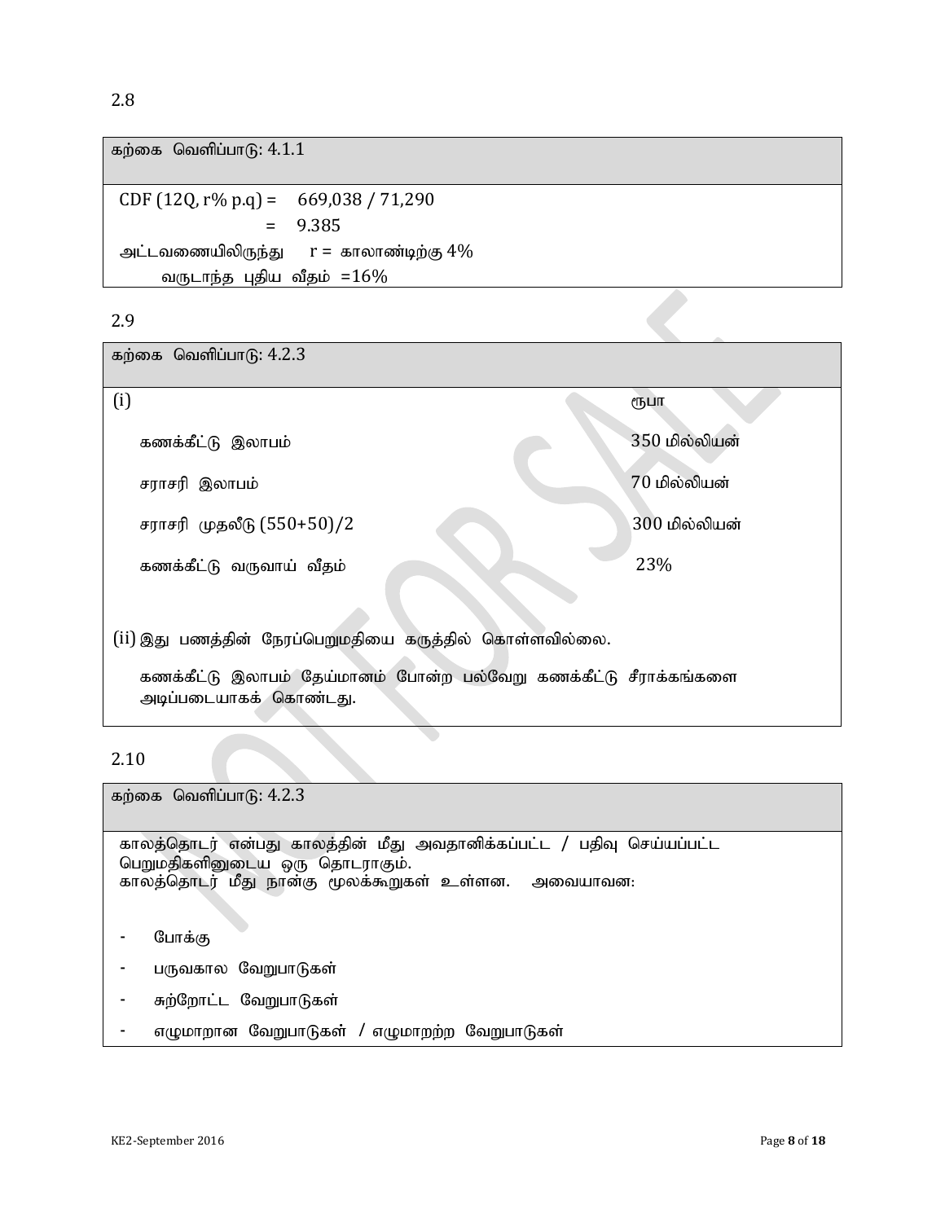2.8

| கற்கை வெளிப்பாடு: 4.1.1 |
|---|
| CDF (12Q, r% p.q) = 669,038 / 71,290 |
| = 9.385 |
| அட்டவணையிலிருந்து r = காலாண்டிற்கு 4% |
| வருடாந்த புதிய வீதம் =16% |

2.9

| கற்கை வெளிப்பாடு: 4.2.3 | |
|---|---|
| (i) | ரூபா |
| கணக்கீட்டு இலாபம் | 350 மில்லியன் |
| சராசரி இலாபம் | 70 மில்லியன் |
| சராசரி முதலீடு (550+50)/2 | 300 மில்லியன் |
| கணக்கீட்டு வருவாய் வீதம் | 23% |
| (ii) இது பணத்தின் நேரப்பெறுமதியை கருத்தில் கொள்ளவில்லை. | |
| கணக்கீட்டு இலாபம் தேய்மானம் போன்ற பல்வேறு கணக்கீட்டு சீராக்கங்களை அடிப்படையாகக் கொண்டது. | |

2.10

**கற்கை வெளிப்பாடு: 4.2.3**

காலத்தொடர் என்பது காலத்தின் மீது அவதானிக்கப்பட்ட / பதிவு செய்யப்பட்ட பெறுமதிகளினுடைய ஒரு தொடராகும்.
காலத்தொடர் மீது நான்கு மூலக்கூறுகள் உள்ளன. அவையாவன:

- போக்கு
- பருவகால வேறுபாடுகள்
- சுற்றோட்ட வேறுபாடுகள்
- எழுமாறான வேறுபாடுகள் / எழுமாறற்ற வேறுபாடுகள்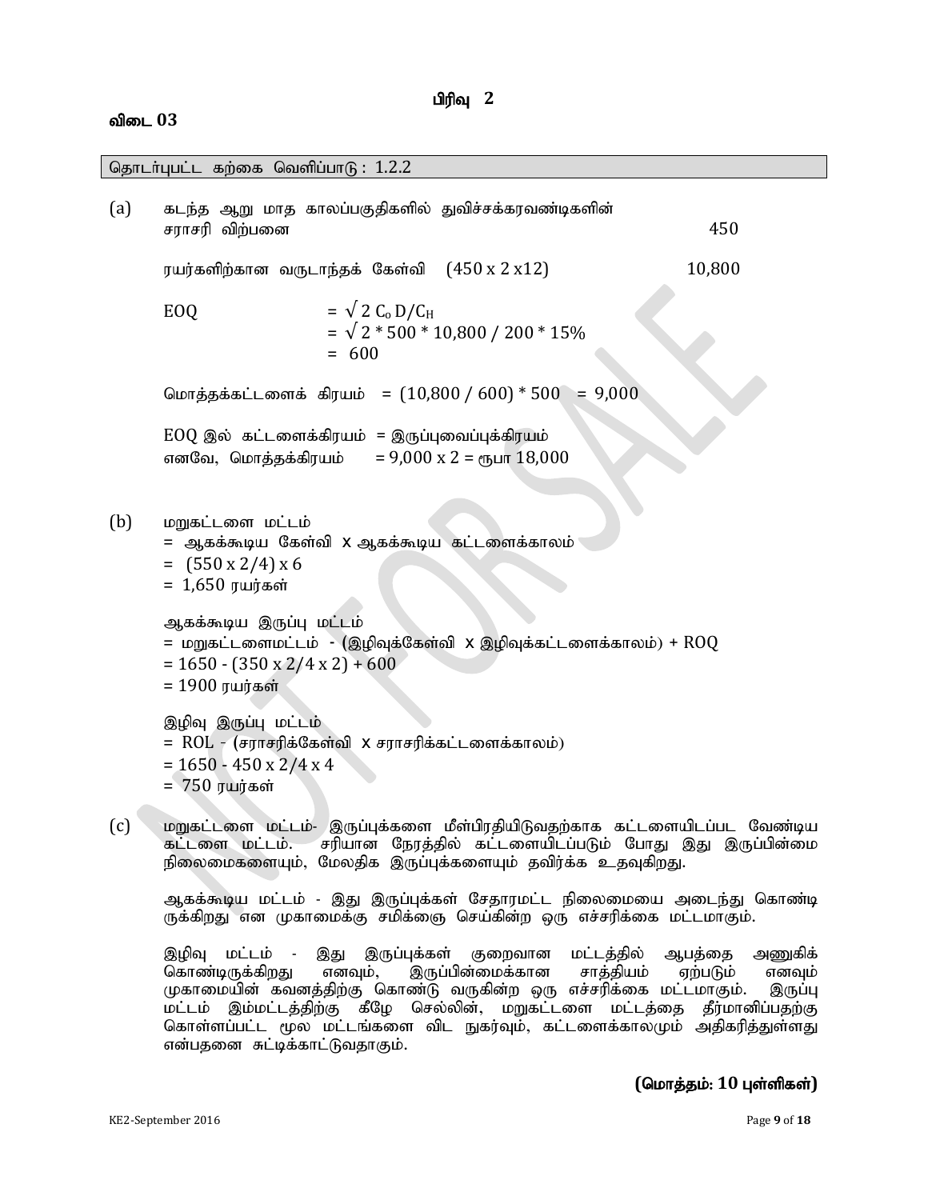## பிரிவு 2

### விடை 03

| தொடர்புபட்ட கற்கை வெளிப்பாடு : 1.2.2 |
|---|

(a) கடந்த ஆறு மாத காலப்பகுதிகளில் துவிச்சக்கரவண்டிகளின் சராசரி விற்பனை 450

ரயர்களிற்கான வருடாந்தக் கேள்வி (450 x 2 x12) 10,800

EOQ $= \sqrt{2 C_o D/C_H}$
$= \sqrt{2 * 500 * 10,800 / 200 * 15\%}$
$= 600$

மொத்தக்கட்டளைக் கிரயம் = (10,800 / 600) * 500 = 9,000

EOQ இல் கட்டளைக்கிரயம் = இருப்புவைப்புக்கிரயம்
எனவே, மொத்தக்கிரயம் = 9,000 x 2 = ரூபா 18,000

(b) மறுகட்டளை மட்டம்
= ஆகக்கூடிய கேள்வி x ஆகக்கூடிய கட்டளைக்காலம்
= (550 x 2/4) x 6
= 1,650 ரயர்கள்

ஆகக்கூடிய இருப்பு மட்டம்
= மறுகட்டளைமட்டம் - (இழிவுக்கேள்வி x இழிவுக்கட்டளைக்காலம்) + ROQ
= 1650 - (350 x 2/4 x 2) + 600
= 1900 ரயர்கள்

இழிவு இருப்பு மட்டம்
= ROL - (சராசரிக்கேள்வி x சராசரிக்கட்டளைக்காலம்)
= 1650 - 450 x 2/4 x 4
= 750 ரயர்கள்

(c) மறுகட்டளை மட்டம்- இருப்புக்களை மீள்பிரதியிடுவதற்காக கட்டளையிடப்பட வேண்டிய கட்டளை மட்டம். சரியான நேரத்தில் கட்டளையிடப்படும் போது இது இருப்பின்மை நிலைமைகளையும், மேலதிக இருப்புக்களையும் தவிர்க்க உதவுகிறது.

ஆகக்கூடிய மட்டம் - இது இருப்புக்கள் சேதாரமட்ட நிலைமையை அடைந்து கொண்டிருக்கிறது என முகாமைக்கு சமிக்ஞை செய்கின்ற ஒரு எச்சரிக்கை மட்டமாகும்.

இழிவு மட்டம் - இது இருப்புக்கள் குறைவான மட்டத்தில் ஆபத்தை அணுகிக் கொண்டிருக்கிறது எனவும், இருப்பின்மைக்கான சாத்தியம் ஏற்படும் எனவும் முகாமையின் கவனத்திற்கு கொண்டு வருகின்ற ஒரு எச்சரிக்கை மட்டமாகும். இருப்பு மட்டம் இம்மட்டத்திற்கு கீழே செல்லின், மறுகட்டளை மட்டத்தை தீர்மானிப்பதற்கு கொள்ளப்பட்ட மூல மட்டங்களை விட நுகர்வும், கட்டளைக்காலமும் அதிகரித்துள்ளது என்பதனை சுட்டிக்காட்டுவதாகும்.

**(மொத்தம்: 10 புள்ளிகள்)**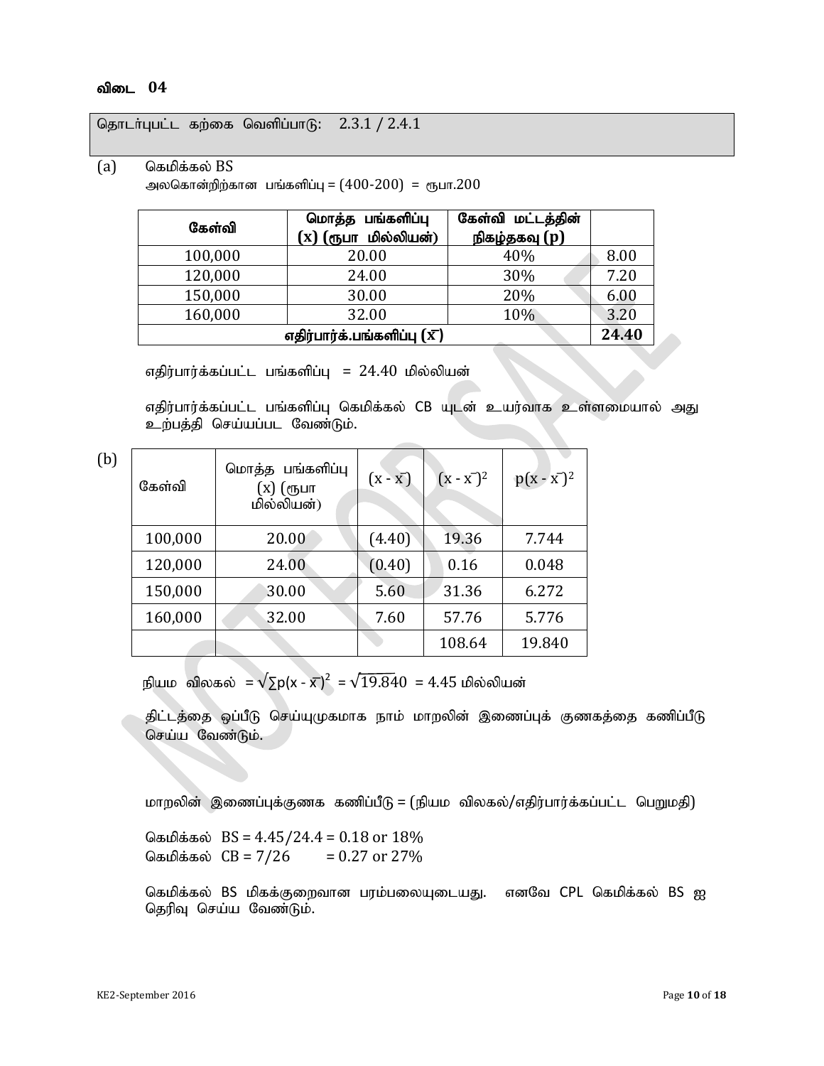### விடை 04

தொடர்புபட்ட கற்கை வெளிப்பாடு: 2.3.1 / 2.4.1

(a) கெமிக்கல் BS

அலகொன்றிற்கான பங்களிப்பு = (400-200) = ரூபா.200

| கேள்வி | மொத்த பங்களிப்பு (x) (ரூபா மில்லியன்) | கேள்வி மட்டத்தின் நிகழ்தகவு (p) | |
|---|---|---|---|
| 100,000 | 20.00 | 40% | 8.00 |
| 120,000 | 24.00 | 30% | 7.20 |
| 150,000 | 30.00 | 20% | 6.00 |
| 160,000 | 32.00 | 10% | 3.20 |
| எதிர்பார்க்.பங்களிப்பு ($\bar{x}$) | | | **24.40** |

எதிர்பார்க்கப்பட்ட பங்களிப்பு = 24.40 மில்லியன்

எதிர்பார்க்கப்பட்ட பங்களிப்பு கெமிக்கல் CB யுடன் உயர்வாக உள்ளமையால் அது உற்பத்தி செய்யப்பட வேண்டும்.

(b)

| கேள்வி | மொத்த பங்களிப்பு (x) (ரூபா மில்லியன்) | $(x - \bar{x})$ | $(x - \bar{x})^2$ | $p(x - \bar{x})^2$ |
|---|---|---|---|---|
| 100,000 | 20.00 | (4.40) | 19.36 | 7.744 |
| 120,000 | 24.00 | (0.40) | 0.16 | 0.048 |
| 150,000 | 30.00 | 5.60 | 31.36 | 6.272 |
| 160,000 | 32.00 | 7.60 | 57.76 | 5.776 |
| | | | 108.64 | 19.840 |

நியம விலகல் $= \sqrt{\sum p(x - \bar{x})^2} = \sqrt{19.840} = 4.45$ மில்லியன்

திட்டத்தை ஒப்பீடு செய்யுமுகமாக நாம் மாறலின் இணைப்புக் குணகத்தை கணிப்பீடு செய்ய வேண்டும்.

மாறலின் இணைப்புக்குணக கணிப்பீடு = (நியம விலகல்/எதிர்பார்க்கப்பட்ட பெறுமதி)

கெமிக்கல் BS = 4.45/24.4 = 0.18 or 18%

கெமிக்கல் CB = 7/26 = 0.27 or 27%

கெமிக்கல் BS மிகக்குறைவான பரம்பலையுடையது. எனவே CPL கெமிக்கல் BS ஐ தெரிவு செய்ய வேண்டும்.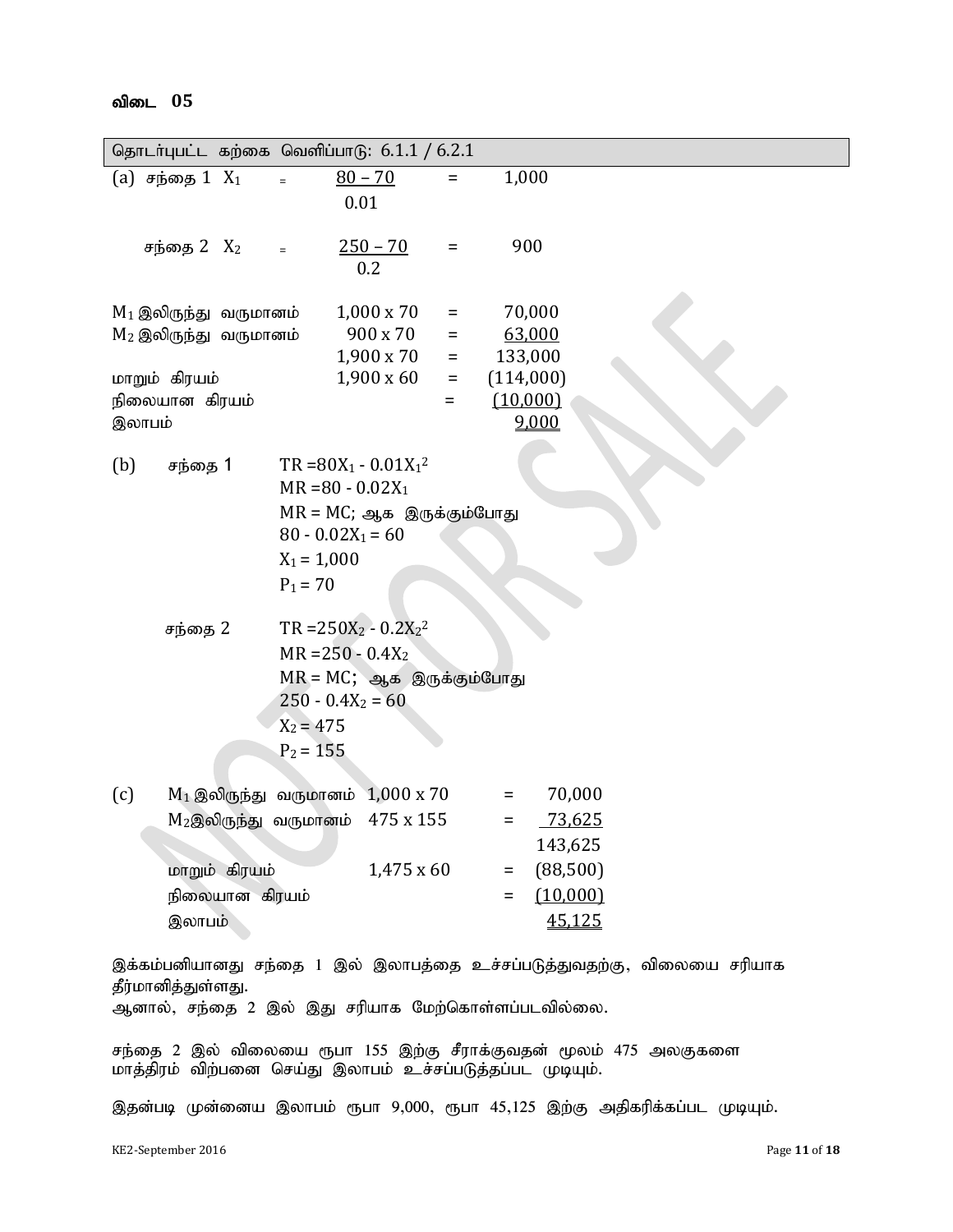**விடை 05**

| தொடர்புபட்ட கற்கை வெளிப்பாடு: 6.1.1 / 6.2.1 |
|---|

(a) சந்தை 1 $X_1 = \frac{80 - 70}{0.01} = 1,000$

சந்தை 2 $X_2 = \frac{250 - 70}{0.2} = 900$

| | | | |
|---|---|---|---|
| $M_1$ இலிருந்து வருமானம் | 1,000 x 70 | = | 70,000 |
| $M_2$ இலிருந்து வருமானம் | 900 x 70 | = | 63,000 |
| | 1,900 x 70 | = | 133,000 |
| மாறும் கிரயம் | 1,900 x 60 | = | (114,000) |
| நிலையான கிரயம் | | = | (10,000) |
| இலாபம் | | | 9,000 |

(b) சந்தை 1

$TR = 80X_1 - 0.01X_1^2$

$MR = 80 - 0.02X_1$

MR = MC; ஆக இருக்கும்போது

$80 - 0.02X_1 = 60$

$X_1 = 1,000$

$P_1 = 70$

சந்தை 2

$TR = 250X_2 - 0.2X_2^2$

$MR = 250 - 0.4X_2$

MR = MC; ஆக இருக்கும்போது

$250 - 0.4X_2 = 60$

$X_2 = 475$

$P_2 = 155$

(c)

| | | | |
|---|---|---|---|
| $M_1$ இலிருந்து வருமானம் | 1,000 x 70 | = | 70,000 |
| $M_2$ இலிருந்து வருமானம் | 475 x 155 | = | 73,625 |
| | | | 143,625 |
| மாறும் கிரயம் | 1,475 x 60 | = | (88,500) |
| நிலையான கிரயம் | | = | (10,000) |
| இலாபம் | | | 45,125 |

இக்கம்பனியானது சந்தை 1 இல் இலாபத்தை உச்சப்படுத்துவதற்கு, விலையை சரியாக தீர்மானித்துள்ளது.
ஆனால், சந்தை 2 இல் இது சரியாக மேற்கொள்ளப்படவில்லை.

சந்தை 2 இல் விலையை ரூபா 155 இற்கு சீராக்குவதன் மூலம் 475 அலகுகளை மாத்திரம் விற்பனை செய்து இலாபம் உச்சப்படுத்தப்பட முடியும்.

இதன்படி முன்னைய இலாபம் ரூபா 9,000, ரூபா 45,125 இற்கு அதிகரிக்கப்பட முடியும்.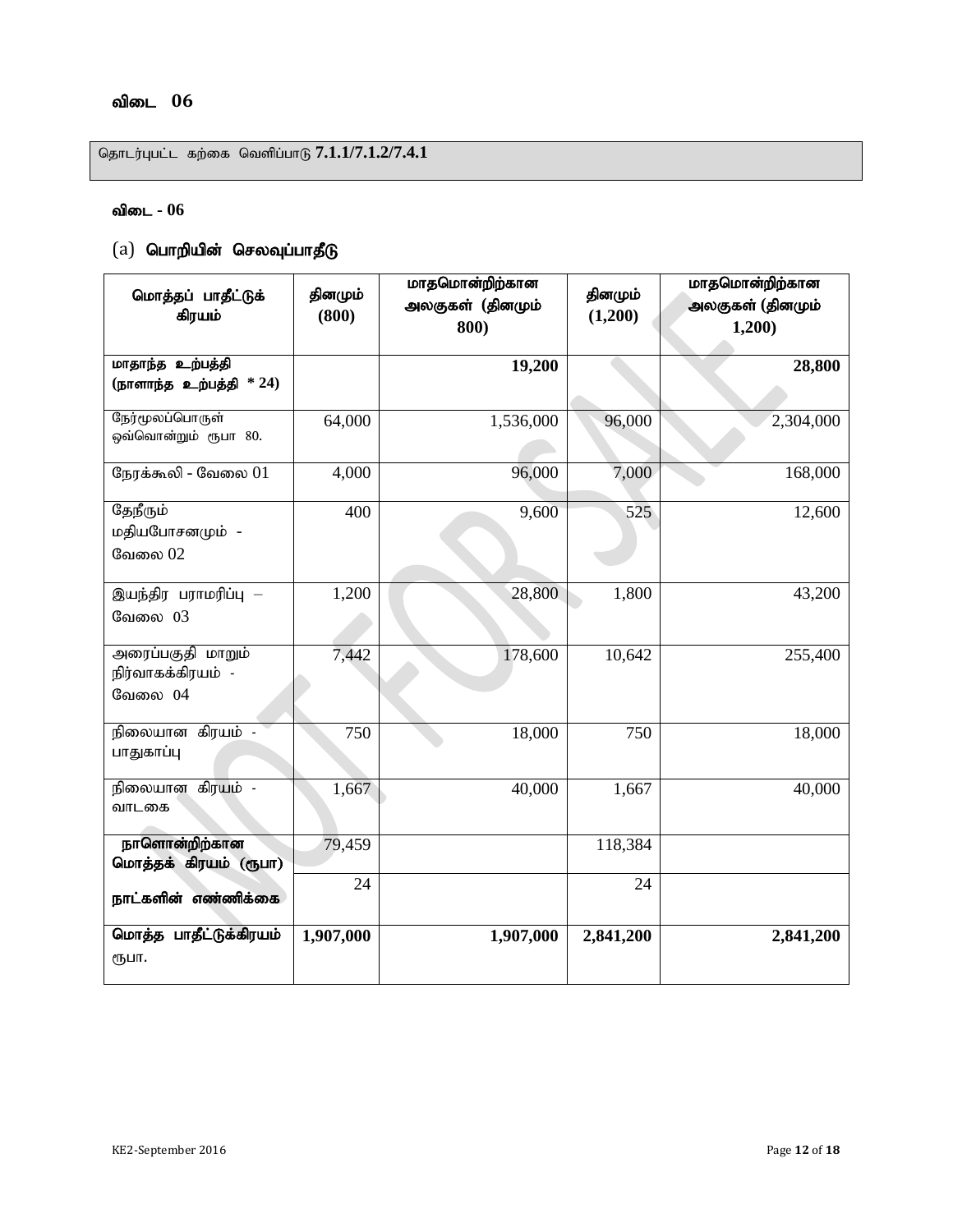## விடை 06

தொடர்புபட்ட கற்கை வெளிப்பாடு **7.1.1/7.1.2/7.4.1**

**விடை - 06**

(a) **பொறியின் செலவுப்பாதீடு**

| மொத்தப் பாதீட்டுக் கிரயம் | தினமும் (800) | மாதமொன்றிற்கான அலகுகள் (தினமும் 800) | தினமும் (1,200) | மாதமொன்றிற்கான அலகுகள் (தினமும் 1,200) |
|---|---|---|---|---|
| **மாதாந்த உற்பத்தி (நாளாந்த உற்பத்தி * 24)** | | **19,200** | | **28,800** |
| நேர்மூலப்பொருள் ஒவ்வொன்றும் ரூபா 80. | 64,000 | 1,536,000 | 96,000 | 2,304,000 |
| நேரக்கூலி - வேலை 01 | 4,000 | 96,000 | 7,000 | 168,000 |
| தேநீரும் மதியபோசனமும் - வேலை 02 | 400 | 9,600 | 525 | 12,600 |
| இயந்திர பராமரிப்பு – வேலை 03 | 1,200 | 28,800 | 1,800 | 43,200 |
| அரைப்பகுதி மாறும் நிர்வாகக்கிரயம் - வேலை 04 | 7,442 | 178,600 | 10,642 | 255,400 |
| நிலையான கிரயம் - பாதுகாப்பு | 750 | 18,000 | 750 | 18,000 |
| நிலையான கிரயம் - வாடகை | 1,667 | 40,000 | 1,667 | 40,000 |
| **நாளொன்றிற்கான மொத்தக் கிரயம் (ரூபா)** | 79,459 | | 118,384 | |
| **நாட்களின் எண்ணிக்கை** | 24 | | 24 | |
| **மொத்த பாதீட்டுக்கிரயம்** ரூபா. | **1,907,000** | **1,907,000** | **2,841,200** | **2,841,200** |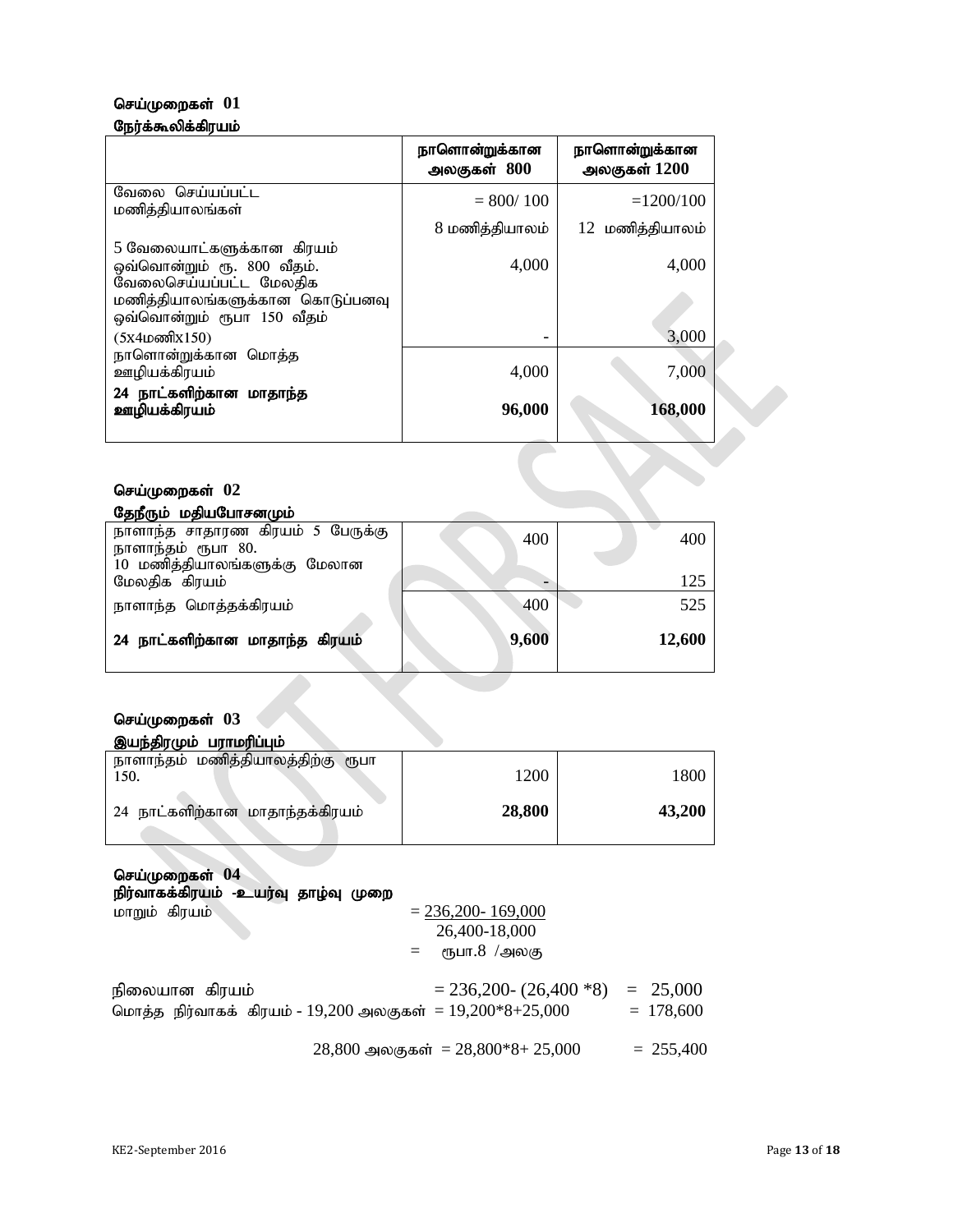**செய்முறைகள் 01**

**நேர்க்கூலிக்கிரயம்**

| | **நாளொன்றுக்கான அலகுகள் 800** | **நாளொன்றுக்கான அலகுகள் 1200** |
|---|---|---|
| வேலை செய்யப்பட்ட மணித்தியாலங்கள் | = 800/ 100 | =1200/100 |
| | 8 மணித்தியாலம் | 12 மணித்தியாலம் |
| 5 வேலையாட்களுக்கான கிரயம் ஒவ்வொன்றும் ரூ. 800 வீதம். | 4,000 | 4,000 |
| வேலைசெய்யப்பட்ட மேலதிக மணித்தியாலங்களுக்கான கொடுப்பனவு ஒவ்வொன்றும் ரூபா 150 வீதம் (5X4மணிx150) | - | 3,000 |
| நாளொன்றுக்கான மொத்த ஊழியக்கிரயம் | 4,000 | 7,000 |
| **24 நாட்களிற்கான மாதாந்த ஊழியக்கிரயம்** | **96,000** | **168,000** |

**செய்முறைகள் 02**

**தேநீரும் மதியபோசனமும்**

| | | |
|---|---|---|
| நாளாந்த சாதாரண கிரயம் 5 பேருக்கு நாளாந்தம் ரூபா 80. | 400 | 400 |
| 10 மணித்தியாலங்களுக்கு மேலான மேலதிக கிரயம் | - | 125 |
| நாளாந்த மொத்தக்கிரயம் | 400 | 525 |
| **24 நாட்களிற்கான மாதாந்த கிரயம்** | **9,600** | **12,600** |

**செய்முறைகள் 03**

**இயந்திரமும் பராமரிப்பும்**

| | | |
|---|---|---|
| நாளாந்தம் மணித்தியாலத்திற்கு ரூபா 150. | 1200 | 1800 |
| 24 நாட்களிற்கான மாதாந்தக்கிரயம் | **28,800** | **43,200** |

**செய்முறைகள் 04**

**நிர்வாகக்கிரயம் -உயர்வு தாழ்வு முறை**

மாறும் கிரயம் $= \dfrac{236,200 - 169,000}{26,400 - 18,000}$

= ரூபா.8 /அலகு

நிலையான கிரயம் = 236,200- (26,400 *8) = 25,000

மொத்த நிர்வாகக் கிரயம் - 19,200 அலகுகள் = 19,200*8+25,000 = 178,600

28,800 அலகுகள் = 28,800*8+ 25,000 = 255,400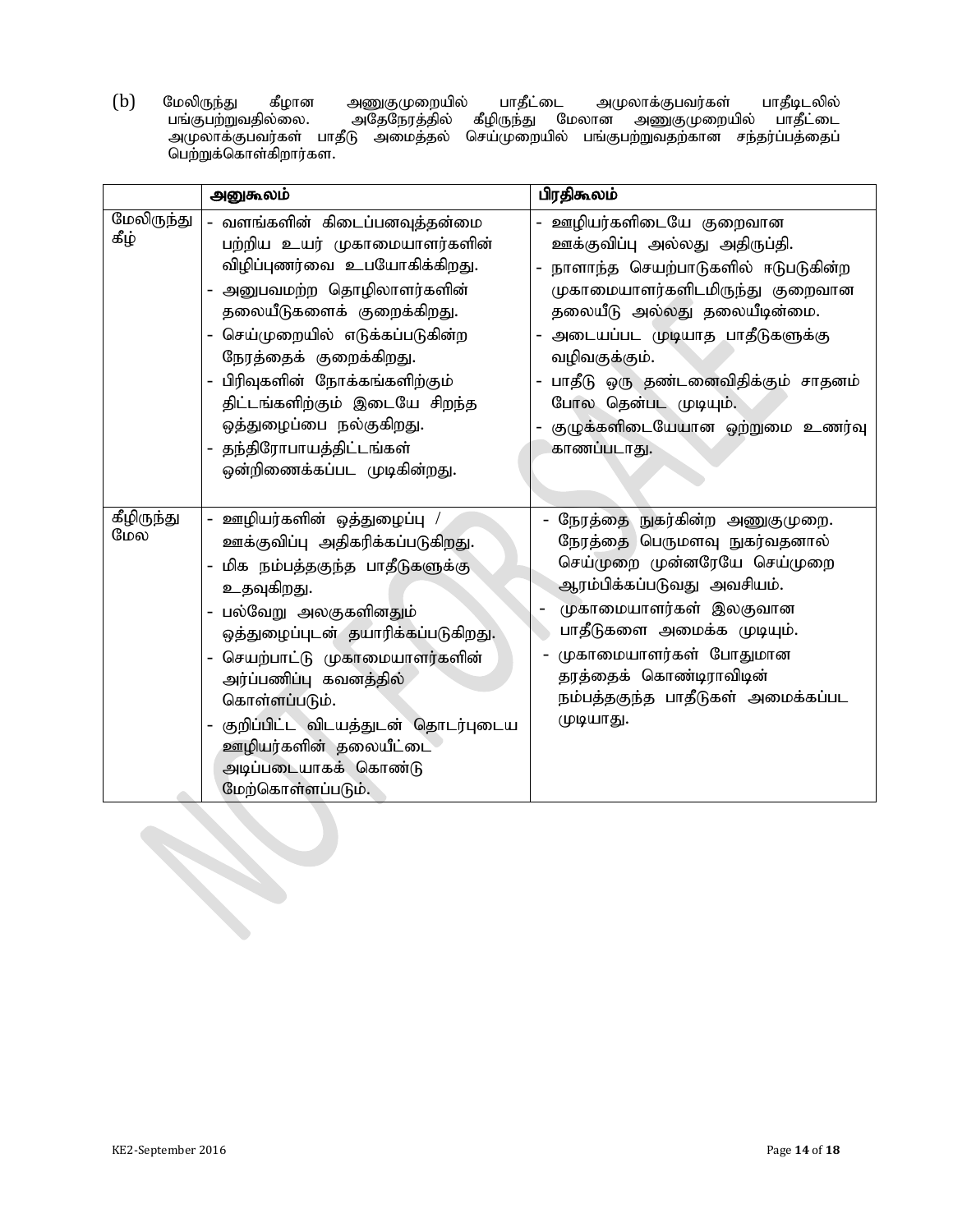(b) மேலிருந்து கீழான அணுகுமுறையில் பாதீட்டை அமுலாக்குபவர்கள் பாதீடலில் பங்குபற்றுவதில்லை. அதேநேரத்தில் கீழிருந்து மேலான அணுகுமுறையில் பாதீட்டை அமுலாக்குபவர்கள் பாதீடு அமைத்தல் செய்முறையில் பங்குபற்றுவதற்கான சந்தர்ப்பத்தைப் பெற்றுக்கொள்கிறார்கள.

| | அனுகூலம் | பிரதிகூலம் |
|---|---|---|
| மேலிருந்து கீழ் | - வளங்களின் கிடைப்பனவுத்தன்மை பற்றிய உயர் முகாமையாளர்களின் விழிப்புணர்வை உபயோகிக்கிறது.<br>- அனுபவமற்ற தொழிலாளர்களின் தலையீடுகளைக் குறைக்கிறது.<br>- செய்முறையில் எடுக்கப்படுகின்ற நேரத்தைக் குறைக்கிறது.<br>- பிரிவுகளின் நோக்கங்களிற்கும் திட்டங்களிற்கும் இடையே சிறந்த ஒத்துழைப்பை நல்குகிறது.<br>- தந்திரோபாயத்திட்டங்கள் ஒன்றிணைக்கப்பட முடிகின்றது. | - ஊழியர்களிடையே குறைவான ஊக்குவிப்பு அல்லது அதிருப்தி.<br>- நாளாந்த செயற்பாடுகளில் ஈடுபடுகின்ற முகாமையாளர்களிடமிருந்து குறைவான தலையீடு அல்லது தலையீடின்மை.<br>- அடையப்பட முடியாத பாதீடுகளுக்கு வழிவகுக்கும்.<br>- பாதீடு ஒரு தண்டனைவிதிக்கும் சாதனம் போல தென்பட முடியும்.<br>- குழுக்களிடையேயான ஒற்றுமை உணர்வு காணப்படாது. |
| கீழிருந்து மேல | - ஊழியர்களின் ஒத்துழைப்பு / ஊக்குவிப்பு அதிகரிக்கப்படுகிறது.<br>- மிக நம்பத்தகுந்த பாதீடுகளுக்கு உதவுகிறது.<br>- பல்வேறு அலகுகளினதும் ஒத்துழைப்புடன் தயாரிக்கப்படுகிறது.<br>- செயற்பாட்டு முகாமையாளர்களின் அர்ப்பணிப்பு கவனத்தில் கொள்ளப்படும்.<br>- குறிப்பிட்ட விடயத்துடன் தொடர்புடைய ஊழியர்களின் தலையீட்டை அடிப்படையாகக் கொண்டு மேற்கொள்ளப்படும். | - நேரத்தை நுகர்கின்ற அணுகுமுறை. நேரத்தை பெருமளவு நுகர்வதனால் செய்முறை முன்னரேயே செய்முறை ஆரம்பிக்கப்படுவது அவசியம்.<br>- முகாமையாளர்கள் இலகுவான பாதீடுகளை அமைக்க முடியும்.<br>- முகாமையாளர்கள் போதுமான தரத்தைக் கொண்டிராவிடின் நம்பத்தகுந்த பாதீடுகள் அமைக்கப்பட முடியாது. |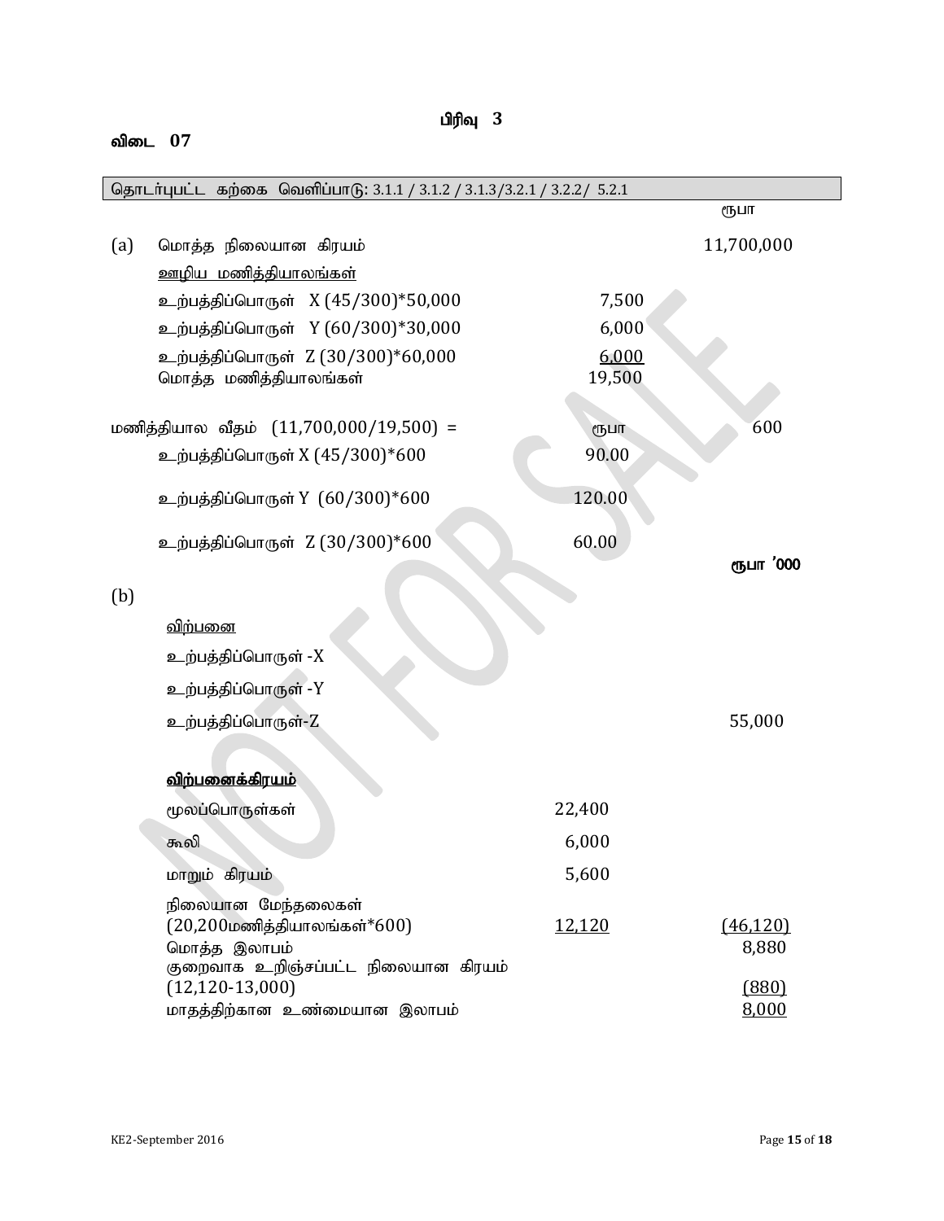## பிரிவு 3

### விடை 07

| தொடர்புபட்ட கற்கை வெளிப்பாடு: 3.1.1 / 3.1.2 / 3.1.3/3.2.1 / 3.2.2/ 5.2.1 |
|---|

| | | | ரூபா |
|---|---|---|---|
| (a) | மொத்த நிலையான கிரயம் | | 11,700,000 |
| | <u>ஊழிய மணித்தியாலங்கள்</u> | | |
| | உற்பத்திப்பொருள் X (45/300)*50,000 | 7,500 | |
| | உற்பத்திப்பொருள் Y (60/300)*30,000 | 6,000 | |
| | உற்பத்திப்பொருள் Z (30/300)*60,000 | <u>6,000</u> | |
| | மொத்த மணித்தியாலங்கள் | 19,500 | |
| | | | |
| மணித்தியால வீதம் (11,700,000/19,500) = | | ரூபா | 600 |
| | உற்பத்திப்பொருள் X (45/300)*600 | 90.00 | |
| | உற்பத்திப்பொருள் Y (60/300)*600 | 120.00 | |
| | உற்பத்திப்பொருள் Z (30/300)*600 | 60.00 | |

| | | | ரூபா '000 |
|---|---|---|---|
| (b) | | | |
| | <u>விற்பனை</u> | | |
| | உற்பத்திப்பொருள் -X | | |
| | உற்பத்திப்பொருள் -Y | | |
| | உற்பத்திப்பொருள்-Z | | 55,000 |
| | | | |
| | **<u>விற்பனைக்கிரயம்</u>** | | |
| | மூலப்பொருள்கள் | 22,400 | |
| | கூலி | 6,000 | |
| | மாறும் கிரயம் | 5,600 | |
| | நிலையான மேந்தலைகள் (20,200மணித்தியாலங்கள்*600) | <u>12,120</u> | <u>(46,120)</u> |
| | மொத்த இலாபம் | | 8,880 |
| | குறைவாக உறிஞ்சப்பட்ட நிலையான கிரயம் (12,120-13,000) | | <u>(880)</u> |
| | மாதத்திற்கான உண்மையான இலாபம் | | <u>8,000</u> |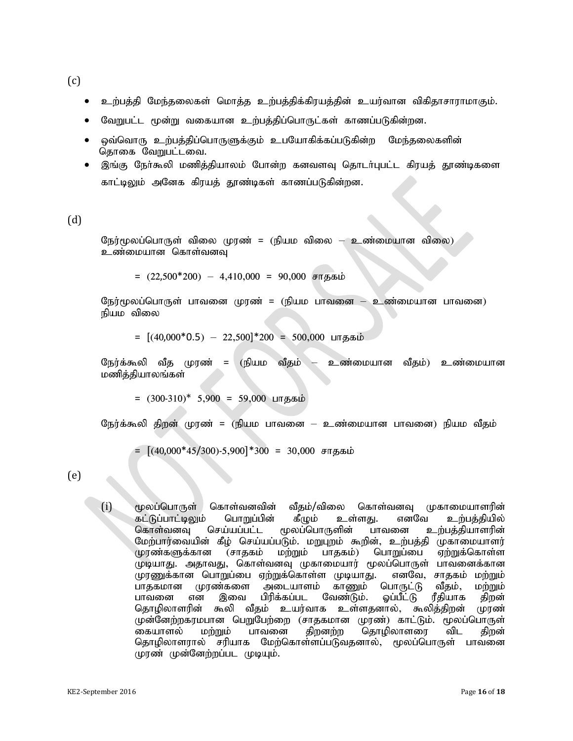(c)

- உற்பத்தி மேந்தலைகள் மொத்த உற்பத்திக்கிரயத்தின் உயர்வான விகிதாசாரமாகும்.
- வேறுபட்ட மூன்று வகையான உற்பத்திப்பொருட்கள் காணப்படுகின்றன.
- ஒவ்வொரு உற்பத்திப்பொருளுக்கும் உபயோகிக்கப்படுகின்ற மேந்தலைகளின் தொகை வேறுபட்டவை.
- இங்கு நேர்கூலி மணித்தியாலம் போன்ற கனவளவு தொடர்புபட்ட கிரயத் தூண்டிகளை காட்டிலும் அனேக கிரயத் தூண்டிகள் காணப்படுகின்றன.

(d)

நேர்மூலப்பொருள் விலை முரண் = (நியம விலை – உண்மையான விலை) உண்மையான கொள்வனவு

= (22,500*200) – 4,410,000 = 90,000 சாதகம்

நேர்மூலப்பொருள் பாவனை முரண் = (நியம பாவனை – உண்மையான பாவனை) நியம விலை

= [(40,000*0.5) – 22,500]*200 = 500,000 பாதகம்

நேர்க்கூலி வீத முரண் = (நியம வீதம் – உண்மையான வீதம்) உண்மையான மணித்தியாலங்கள்

= (300-310)* 5,900 = 59,000 பாதகம்

நேர்க்கூலி திறன் முரண் = (நியம பாவனை – உண்மையான பாவனை) நியம வீதம்

= [(40,000*45/300)-5,900]*300 = 30,000 சாதகம்

(e)

(i) மூலப்பொருள் கொள்வனவின் வீதம்/விலை கொள்வனவு முகாமையாளரின் கட்டுப்பாட்டிலும் பொறுப்பின் கீழும் உள்ளது. எனவே உற்பத்தியில் கொள்வனவு செய்யப்பட்ட மூலப்பொருளின் பாவனை உற்பத்தியாளரின் மேற்பார்வையின் கீழ் செய்யப்படும். மறுபுறம் கூறின், உற்பத்தி முகாமையாளர் முரண்களுக்கான (சாதகம் மற்றும் பாதகம்) பொறுப்பை ஏற்றுக்கொள்ள முடியாது. அதாவது, கொள்வனவு முகாமையார் மூலப்பொருள் பாவனைக்கான முரணுக்கான பொறுப்பை ஏற்றுக்கொள்ள முடியாது. எனவே, சாதகம் மற்றும் பாதகமான முரண்களை அடையாளம் காணும் பொருட்டு வீதம், மற்றும் பாவனை என இவை பிரிக்கப்பட வேண்டும். ஒப்பீட்டு ரீதியாக திறன் தொழிலாளரின் கூலி வீதம் உயர்வாக உள்ளதனால், கூலித்திறன் முரண் முன்னேற்றகரமபான பெறுபேற்றை (சாதகமான முரண்) காட்டும். மூலப்பொருள் கையாளல் மற்றும் பாவனை திறனற்ற தொழிலாளரை விட திறன் தொழிலாளரால் சரியாக மேற்கொள்ளப்படுவதனால், மூலப்பொருள் பாவனை முரண் முன்னேற்றப்பட முடியும்.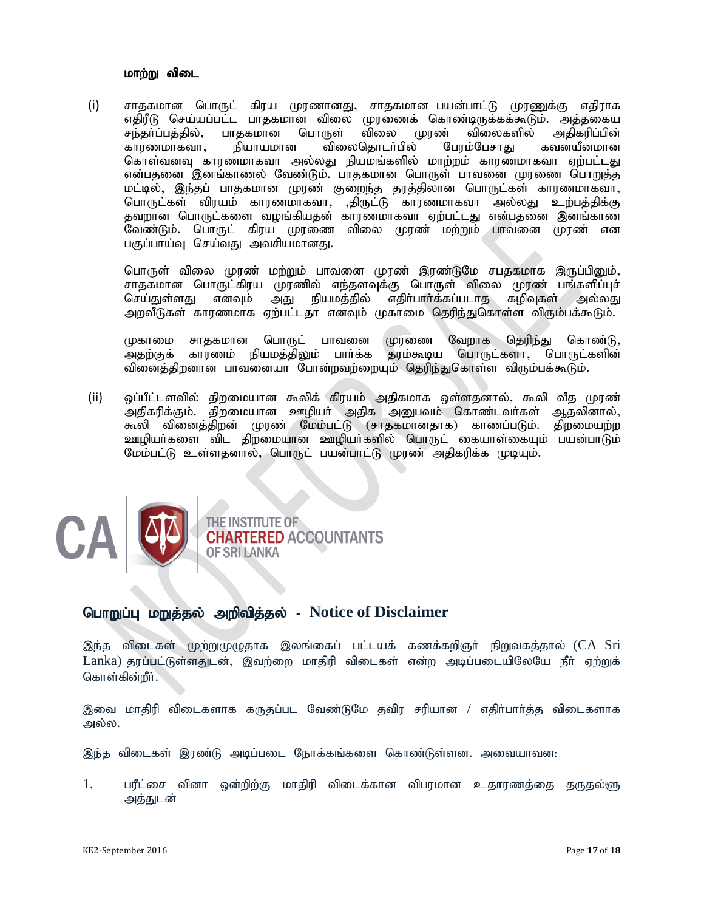**மாற்று விடை**

(i) சாதகமான பொருட் கிரய முரணானது, சாதகமான பயன்பாட்டு முரணுக்கு எதிராக எதிரீடு செய்யப்பட்ட பாதகமான விலை முரணைக் கொண்டிருக்கக்கூடும். அத்தகைய சந்தர்ப்பத்தில், பாதகமான பொருள் விலை முரண் விலைகளில் அதிகரிப்பின் காரணமாகவா, நியாயமான விலைதொடர்பில் பேரம்பேசாது கவனயீனமான கொள்வனவு காரணமாகவா அல்லது நியமங்களில் மாற்றம் காரணமாகவா ஏற்பட்டது என்பதனை இனங்காணல் வேண்டும். பாதகமான பொருள் பாவனை முரணை பொறுத்த மட்டில், இந்தப் பாதகமான முரண் குறைந்த தரத்திலான பொருட்கள் காரணமாகவா, பொருட்கள் விரயம் காரணமாகவா, ,திருட்டு காரணமாகவா அல்லது உற்பத்திக்கு தவறான பொருட்களை வழங்கியதன் காரணமாகவா ஏற்பட்டது என்பதனை இனங்காண வேண்டும். பொருட் கிரய முரணை விலை முரண் மற்றும் பாவனை முரண் என பகுப்பாய்வு செய்வது அவசியமானது.

பொருள் விலை முரண் மற்றும் பாவனை முரண் இரண்டுமே சபதகமாக இருப்பினும், சாதகமான பொருட்கிரய முரணில் எந்தளவுக்கு பொருள் விலை முரண் பங்களிப்புச் செய்துள்ளது எனவும் அது நியமத்தில் எதிர்பார்க்கப்படாத கழிவுகள் அல்லது அறவீடுகள் காரணமாக ஏற்பட்டதா எனவும் முகாமை தெரிந்துகொள்ள விரும்பக்கூடும்.

முகாமை சாதகமான பொருட் பாவனை முரணை வேறாக தெரிந்து கொண்டு, அதற்குக் காரணம் நியமத்திலும் பார்க்க தரம்கூடிய பொருட்களா, பொருட்களின் வினைத்திறனான பாவனையா போன்றவற்றையும் தெரிந்துகொள்ள விரும்பக்கூடும்.

(ii) ஒப்பீட்டளவில் திறமையான கூலிக் கிரயம் அதிகமாக உள்ளதனால், கூலி வீத முரண் அதிகரிக்கும். திறமையான ஊழியர் அதிக அனுபவம் கொண்டவர்கள் ஆதலினால், கூலி வினைத்திறன் முரண் மேம்பட்டு (சாதகமானதாக) காணப்படும். திறமையற்ற ஊழியர்களை விட திறமையான ஊழியர்களில் பொருட் கையாள்கையும் பயன்பாடும் மேம்பட்டு உள்ளதனால், பொருட் பயன்பாட்டு முரண் அதிகரிக்க முடியும்.

CA | THE INSTITUTE OF CHARTERED ACCOUNTANTS OF SRI LANKA

## பொறுப்பு மறுத்தல் அறிவித்தல் - Notice of Disclaimer

இந்த விடைகள் முற்றுமுழுதாக இலங்கைப் பட்டயக் கணக்கறிஞர் நிறுவகத்தால் (CA Sri Lanka) தரப்பட்டுள்ளதுடன், இவற்றை மாதிரி விடைகள் என்ற அடிப்படையிலேயே நீர் ஏற்றுக் கொள்கின்றீர்.

இவை மாதிரி விடைகளாக கருதப்பட வேண்டுமே தவிர சரியான / எதிர்பார்த்த விடைகளாக அல்ல.

இந்த விடைகள் இரண்டு அடிப்படை நோக்கங்களை கொண்டுள்ளன. அவையாவன:

1. பரீட்சை வினா ஒன்றிற்கு மாதிரி விடைக்கான விபரமான உதாரணத்தை தருதல்ளூ அத்துடன்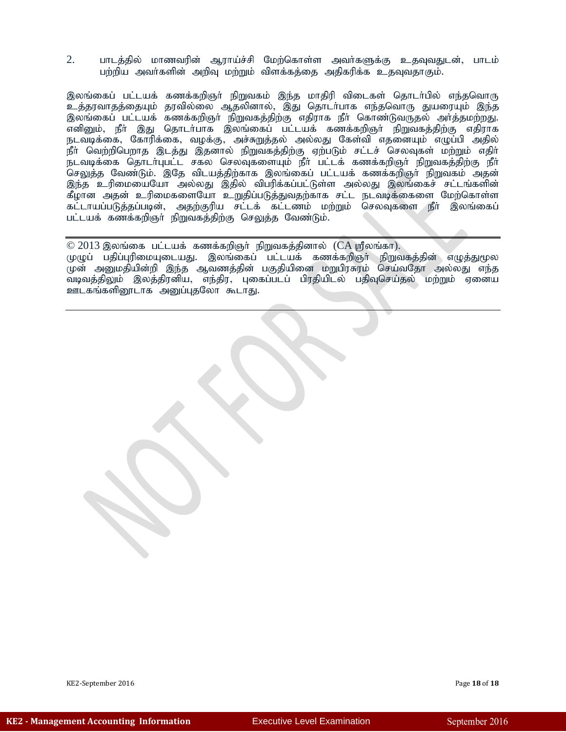2. பாடத்தில் மாணவரின் ஆராய்ச்சி மேற்கொள்ள அவர்களுக்கு உதவுவதுடன், பாடம் பற்றிய அவர்களின் அறிவு மற்றும் விளக்கத்தை அதிகரிக்க உதவுவதாகும்.

இலங்கைப் பட்டயக் கணக்கறிஞர் நிறுவகம் இந்த மாதிரி விடைகள் தொடர்பில் எந்தவொரு உத்தரவாதத்தையும் தரவில்லை ஆதலினால், இது தொடர்பாக எந்தவொரு துயரையும் இந்த இலங்கைப் பட்டயக் கணக்கறிஞர் நிறுவகத்திற்கு எதிராக நீர் கொண்டுவருதல் அர்த்தமற்றது. எனினும், நீர் இது தொடர்பாக இலங்கைப் பட்டயக் கணக்கறிஞர் நிறுவகத்திற்கு எதிராக நடவடிக்கை, கோரிக்கை, வழக்கு, அச்சுறுத்தல் அல்லது கேள்வி எதனையும் எழுப்பி அதில் நீர் வெற்றிபெறாத இடத்து இதனால் நிறுவகத்திற்கு ஏற்படும் சட்டச் செலவுகள் மற்றும் எதிர் நடவடிக்கை தொடர்புபட்ட சகல செலவுகளையும் நீர் பட்டக் கணக்கறிஞர் நிறுவகத்திற்கு நீர் செலுத்த வேண்டும். இதே விடயத்திற்காக இலங்கைப் பட்டயக் கணக்கறிஞர் நிறுவகம் அதன் இந்த உரிமையையோ அல்லது இதில் விபரிக்கப்பட்டுள்ள அல்லது இலங்கைச் சட்டங்களின் கீழான அதன் உரிமைகளையோ உறுதிப்படுத்துவதற்காக சட்ட நடவடிக்கைகளை மேற்கொள்ள கட்டாயப்படுத்தப்படின், அதற்குரிய சட்டக் கட்டணம் மற்றும் செலவுகளை நீர் இலங்கைப் பட்டயக் கணக்கறிஞர் நிறுவகத்திற்கு செலுத்த வேண்டும்.

---

© 2013 இலங்கை பட்டயக் கணக்கறிஞர் நிறுவகத்தினால் (CA ஸ்ரீலங்கா).
முழுப் பதிப்புரிமையுடையது. இலங்கைப் பட்டயக் கணக்கறிஞர் நிறுவகத்தின் எழுத்துமூல முன் அனுமதியின்றி இந்த ஆவணத்தின் பகுதியினை மறுபிரசுரம் செய்வதோ அல்லது எந்த வடிவத்திலும் இலத்திரனிய, எந்திர, புகைப்படப் பிரதியிடல் பதிவுசெய்தல் மற்றும் ஏனைய ஊடகங்களினூடாக அனுப்புதலோ கூடாது.

---